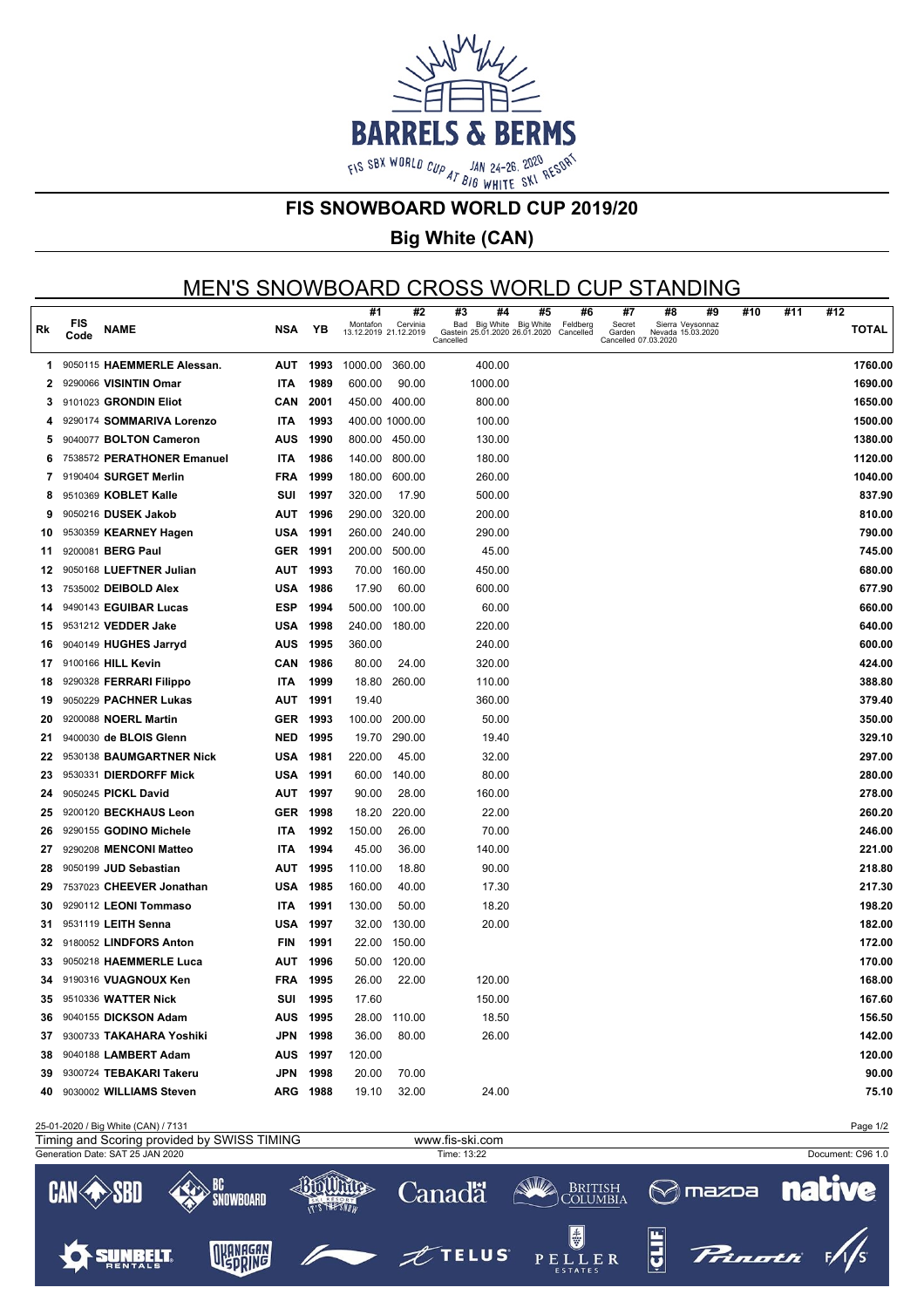# FIS SNOWBOARD WORLD CUP 2019/20

## Big White (CAN)

## MEN'S SNOWBOARD CROSS WORLD CUP STANDING

| Rk | FIS Code | NAME | NSA | YB | #1 Montafon 13.12.2019 | #2 Cervinia 21.12.2019 | #3 Bad Gastein Cancelled | #4 Big White 25.01.2020 | #5 Big White 26.01.2020 | #6 Feldberg Cancelled | #7 Secret Garden Cancelled | #8 Sierra Nevada 07.03.2020 | #9 Veysonnaz 15.03.2020 | #10 | #11 | #12 | TOTAL |
|---|---|---|---|---|---|---|---|---|---|---|---|---|---|---|---|---|---|
| 1 | 9050115 | **HAEMMERLE Alessan.** | AUT | 1993 | 1000.00 | 360.00 | | 400.00 | | | | | | | | | 1760.00 |
| 2 | 9290066 | **VISINTIN Omar** | ITA | 1989 | 600.00 | 90.00 | | 1000.00 | | | | | | | | | 1690.00 |
| 3 | 9101023 | **GRONDIN Eliot** | CAN | 2001 | 450.00 | 400.00 | | 800.00 | | | | | | | | | 1650.00 |
| 4 | 9290174 | **SOMMARIVA Lorenzo** | ITA | 1993 | 400.00 | 1000.00 | | 100.00 | | | | | | | | | 1500.00 |
| 5 | 9040077 | **BOLTON Cameron** | AUS | 1990 | 800.00 | 450.00 | | 130.00 | | | | | | | | | 1380.00 |
| 6 | 7538572 | **PERATHONER Emanuel** | ITA | 1986 | 140.00 | 800.00 | | 180.00 | | | | | | | | | 1120.00 |
| 7 | 9190404 | **SURGET Merlin** | FRA | 1999 | 180.00 | 600.00 | | 260.00 | | | | | | | | | 1040.00 |
| 8 | 9510369 | **KOBLET Kalle** | SUI | 1997 | 320.00 | 17.90 | | 500.00 | | | | | | | | | 837.90 |
| 9 | 9050216 | **DUSEK Jakob** | AUT | 1996 | 290.00 | 320.00 | | 200.00 | | | | | | | | | 810.00 |
| 10 | 9530359 | **KEARNEY Hagen** | USA | 1991 | 260.00 | 240.00 | | 290.00 | | | | | | | | | 790.00 |
| 11 | 9200081 | **BERG Paul** | GER | 1991 | 200.00 | 500.00 | | 45.00 | | | | | | | | | 745.00 |
| 12 | 9050168 | **LUEFTNER Julian** | AUT | 1993 | 70.00 | 160.00 | | 450.00 | | | | | | | | | 680.00 |
| 13 | 7535002 | **DEIBOLD Alex** | USA | 1986 | 17.90 | 60.00 | | 600.00 | | | | | | | | | 677.90 |
| 14 | 9490143 | **EGUIBAR Lucas** | ESP | 1994 | 500.00 | 100.00 | | 60.00 | | | | | | | | | 660.00 |
| 15 | 9531212 | **VEDDER Jake** | USA | 1998 | 240.00 | 180.00 | | 220.00 | | | | | | | | | 640.00 |
| 16 | 9040149 | **HUGHES Jarryd** | AUS | 1995 | 360.00 | | | 240.00 | | | | | | | | | 600.00 |
| 17 | 9100166 | **HILL Kevin** | CAN | 1986 | 80.00 | 24.00 | | 320.00 | | | | | | | | | 424.00 |
| 18 | 9290328 | **FERRARI Filippo** | ITA | 1999 | 18.80 | 260.00 | | 110.00 | | | | | | | | | 388.80 |
| 19 | 9050229 | **PACHNER Lukas** | AUT | 1991 | 19.40 | | | 360.00 | | | | | | | | | 379.40 |
| 20 | 9200088 | **NOERL Martin** | GER | 1993 | 100.00 | 200.00 | | 50.00 | | | | | | | | | 350.00 |
| 21 | 9400030 | **de BLOIS Glenn** | NED | 1995 | 19.70 | 290.00 | | 19.40 | | | | | | | | | 329.10 |
| 22 | 9530138 | **BAUMGARTNER Nick** | USA | 1981 | 220.00 | 45.00 | | 32.00 | | | | | | | | | 297.00 |
| 23 | 9530331 | **DIERDORFF Mick** | USA | 1991 | 60.00 | 140.00 | | 80.00 | | | | | | | | | 280.00 |
| 24 | 9050245 | **PICKL David** | AUT | 1997 | 90.00 | 28.00 | | 160.00 | | | | | | | | | 278.00 |
| 25 | 9200120 | **BECKHAUS Leon** | GER | 1998 | 18.20 | 220.00 | | 22.00 | | | | | | | | | 260.20 |
| 26 | 9290155 | **GODINO Michele** | ITA | 1992 | 150.00 | 26.00 | | 70.00 | | | | | | | | | 246.00 |
| 27 | 9290208 | **MENCONI Matteo** | ITA | 1994 | 45.00 | 36.00 | | 140.00 | | | | | | | | | 221.00 |
| 28 | 9050199 | **JUD Sebastian** | AUT | 1995 | 110.00 | 18.80 | | 90.00 | | | | | | | | | 218.80 |
| 29 | 7537023 | **CHEEVER Jonathan** | USA | 1985 | 160.00 | 40.00 | | 17.30 | | | | | | | | | 217.30 |
| 30 | 9290112 | **LEONI Tommaso** | ITA | 1991 | 130.00 | 50.00 | | 18.20 | | | | | | | | | 198.20 |
| 31 | 9531119 | **LEITH Senna** | USA | 1997 | 32.00 | 130.00 | | 20.00 | | | | | | | | | 182.00 |
| 32 | 9180052 | **LINDFORS Anton** | FIN | 1991 | 22.00 | 150.00 | | | | | | | | | | | 172.00 |
| 33 | 9050218 | **HAEMMERLE Luca** | AUT | 1996 | 50.00 | 120.00 | | | | | | | | | | | 170.00 |
| 34 | 9190316 | **VUAGNOUX Ken** | FRA | 1995 | 26.00 | 22.00 | | 120.00 | | | | | | | | | 168.00 |
| 35 | 9510336 | **WATTER Nick** | SUI | 1995 | 17.60 | | | 150.00 | | | | | | | | | 167.60 |
| 36 | 9040155 | **DICKSON Adam** | AUS | 1995 | 28.00 | 110.00 | | 18.50 | | | | | | | | | 156.50 |
| 37 | 9300733 | **TAKAHARA Yoshiki** | JPN | 1998 | 36.00 | 80.00 | | 26.00 | | | | | | | | | 142.00 |
| 38 | 9040188 | **LAMBERT Adam** | AUS | 1997 | 120.00 | | | | | | | | | | | | 120.00 |
| 39 | 9300724 | **TEBAKARI Takeru** | JPN | 1998 | 20.00 | 70.00 | | | | | | | | | | | 90.00 |
| 40 | 9030002 | **WILLIAMS Steven** | ARG | 1988 | 19.10 | 32.00 | | 24.00 | | | | | | | | | 75.10 |

25-01-2020 / Big White (CAN) / 7131

Timing and Scoring provided by SWISS TIMING | www.fis-ski.com

Generation Date: SAT 25 JAN 2020 | Time: 13:22 | Document: C96 1.0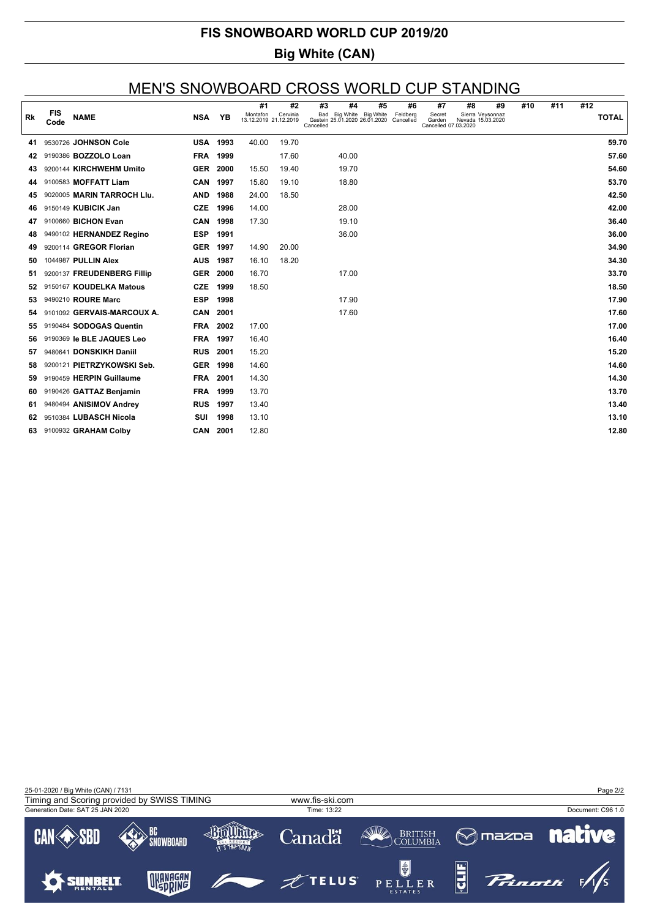# FIS SNOWBOARD WORLD CUP 2019/20

## Big White (CAN)

## MEN'S SNOWBOARD CROSS WORLD CUP STANDING

| Rk | FIS Code | NAME | NSA | YB | #1 Montafon 13.12.2019 | #2 Cervinia 21.12.2019 | #3 Bad Gastein Cancelled | #4 Big White 25.01.2020 | #5 Big White 26.01.2020 | #6 Feldberg Cancelled | #7 Secret Garden Cancelled | #8 Sierra Nevada 07.03.2020 | #9 Veysonnaz 15.03.2020 | #10 | #11 | #12 | TOTAL |
|---|---|---|---|---|---|---|---|---|---|---|---|---|---|---|---|---|---|
| 41 | 9530726 | **JOHNSON Cole** | USA | 1993 | 40.00 | 19.70 | | | | | | | | | | | 59.70 |
| 42 | 9190386 | **BOZZOLO Loan** | FRA | 1999 | | 17.60 | | 40.00 | | | | | | | | | 57.60 |
| 43 | 9200144 | **KIRCHWEHM Umito** | GER | 2000 | 15.50 | 19.40 | | 19.70 | | | | | | | | | 54.60 |
| 44 | 9100583 | **MOFFATT Liam** | CAN | 1997 | 15.80 | 19.10 | | 18.80 | | | | | | | | | 53.70 |
| 45 | 9020005 | **MARIN TARROCH Llu.** | AND | 1988 | 24.00 | 18.50 | | | | | | | | | | | 42.50 |
| 46 | 9150149 | **KUBICIK Jan** | CZE | 1996 | 14.00 | | | 28.00 | | | | | | | | | 42.00 |
| 47 | 9100660 | **BICHON Evan** | CAN | 1998 | 17.30 | | | 19.10 | | | | | | | | | 36.40 |
| 48 | 9490102 | **HERNANDEZ Regino** | ESP | 1991 | | | | 36.00 | | | | | | | | | 36.00 |
| 49 | 9200114 | **GREGOR Florian** | GER | 1997 | 14.90 | 20.00 | | | | | | | | | | | 34.90 |
| 50 | 1044987 | **PULLIN Alex** | AUS | 1987 | 16.10 | 18.20 | | | | | | | | | | | 34.30 |
| 51 | 9200137 | **FREUDENBERG Fillip** | GER | 2000 | 16.70 | | | 17.00 | | | | | | | | | 33.70 |
| 52 | 9150167 | **KOUDELKA Matous** | CZE | 1999 | 18.50 | | | | | | | | | | | | 18.50 |
| 53 | 9490210 | **ROURE Marc** | ESP | 1998 | | | | 17.90 | | | | | | | | | 17.90 |
| 54 | 9101092 | **GERVAIS-MARCOUX A.** | CAN | 2001 | | | | 17.60 | | | | | | | | | 17.60 |
| 55 | 9190484 | **SODOGAS Quentin** | FRA | 2002 | 17.00 | | | | | | | | | | | | 17.00 |
| 56 | 9190369 | **le BLE JAQUES Leo** | FRA | 1997 | 16.40 | | | | | | | | | | | | 16.40 |
| 57 | 9480641 | **DONSKIKH Daniil** | RUS | 2001 | 15.20 | | | | | | | | | | | | 15.20 |
| 58 | 9200121 | **PIETRZYKOWSKI Seb.** | GER | 1998 | 14.60 | | | | | | | | | | | | 14.60 |
| 59 | 9190459 | **HERPIN Guillaume** | FRA | 2001 | 14.30 | | | | | | | | | | | | 14.30 |
| 60 | 9190426 | **GATTAZ Benjamin** | FRA | 1999 | 13.70 | | | | | | | | | | | | 13.70 |
| 61 | 9480494 | **ANISIMOV Andrey** | RUS | 1997 | 13.40 | | | | | | | | | | | | 13.40 |
| 62 | 9510384 | **LUBASCH Nicola** | SUI | 1998 | 13.10 | | | | | | | | | | | | 13.10 |
| 63 | 9100932 | **GRAHAM Colby** | CAN | 2001 | 12.80 | | | | | | | | | | | | 12.80 |

25-01-2020 / Big White (CAN) / 7131

Timing and Scoring provided by SWISS TIMING — www.fis-ski.com

Generation Date: SAT 25 JAN 2020 — Time: 13:22 — Document: C96 1.0